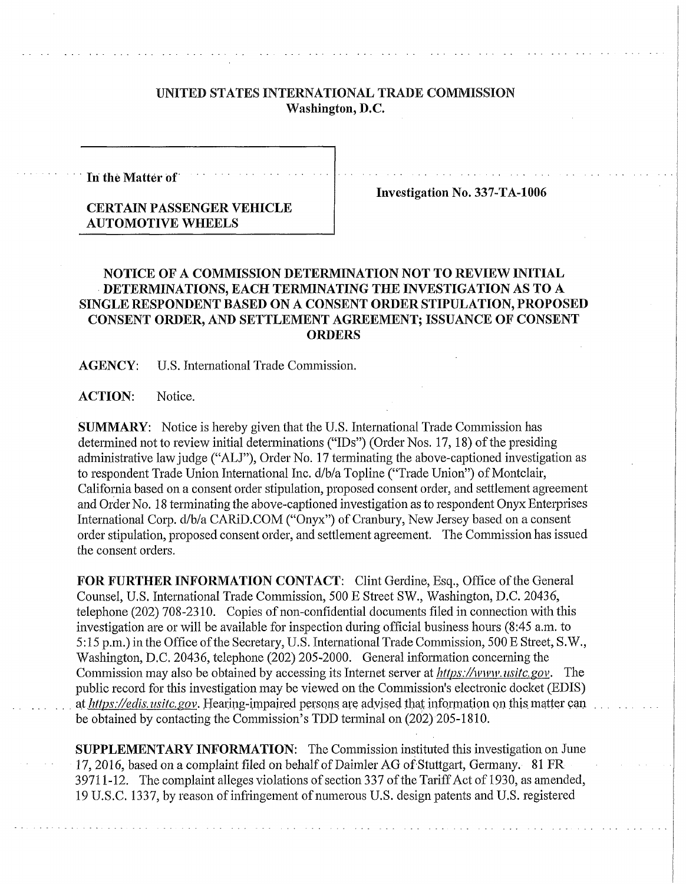# UNITED STATES INTERNATIONAL TRADE COMMISSION
## Washington, D.C.

| In the Matter of | |
| --- | --- |
| **CERTAIN PASSENGER VEHICLE AUTOMOTIVE WHEELS** | **Investigation No. 337-TA-1006** |

## NOTICE OF A COMMISSION DETERMINATION NOT TO REVIEW INITIAL DETERMINATIONS, EACH TERMINATING THE INVESTIGATION AS TO A SINGLE RESPONDENT BASED ON A CONSENT ORDER STIPULATION, PROPOSED CONSENT ORDER, AND SETTLEMENT AGREEMENT; ISSUANCE OF CONSENT ORDERS

**AGENCY:** U.S. International Trade Commission.

**ACTION:** Notice.

**SUMMARY:** Notice is hereby given that the U.S. International Trade Commission has determined not to review initial determinations ("IDs") (Order Nos. 17, 18) of the presiding administrative law judge ("ALJ"), Order No. 17 terminating the above-captioned investigation as to respondent Trade Union International Inc. d/b/a Topline ("Trade Union") of Montclair, California based on a consent order stipulation, proposed consent order, and settlement agreement and Order No. 18 terminating the above-captioned investigation as to respondent Onyx Enterprises International Corp. d/b/a CARiD.COM ("Onyx") of Cranbury, New Jersey based on a consent order stipulation, proposed consent order, and settlement agreement. The Commission has issued the consent orders.

**FOR FURTHER INFORMATION CONTACT:** Clint Gerdine, Esq., Office of the General Counsel, U.S. International Trade Commission, 500 E Street SW., Washington, D.C. 20436, telephone (202) 708-2310. Copies of non-confidential documents filed in connection with this investigation are or will be available for inspection during official business hours (8:45 a.m. to 5:15 p.m.) in the Office of the Secretary, U.S. International Trade Commission, 500 E Street, S.W., Washington, D.C. 20436, telephone (202) 205-2000. General information concerning the Commission may also be obtained by accessing its Internet server at *https://www.usitc.gov*. The public record for this investigation may be viewed on the Commission's electronic docket (EDIS) at *https://edis.usitc.gov*. Hearing-impaired persons are advised that information on this matter can be obtained by contacting the Commission's TDD terminal on (202) 205-1810.

**SUPPLEMENTARY INFORMATION:** The Commission instituted this investigation on June 17, 2016, based on a complaint filed on behalf of Daimler AG of Stuttgart, Germany. 81 FR 39711-12. The complaint alleges violations of section 337 of the Tariff Act of 1930, as amended, 19 U.S.C. 1337, by reason of infringement of numerous U.S. design patents and U.S. registered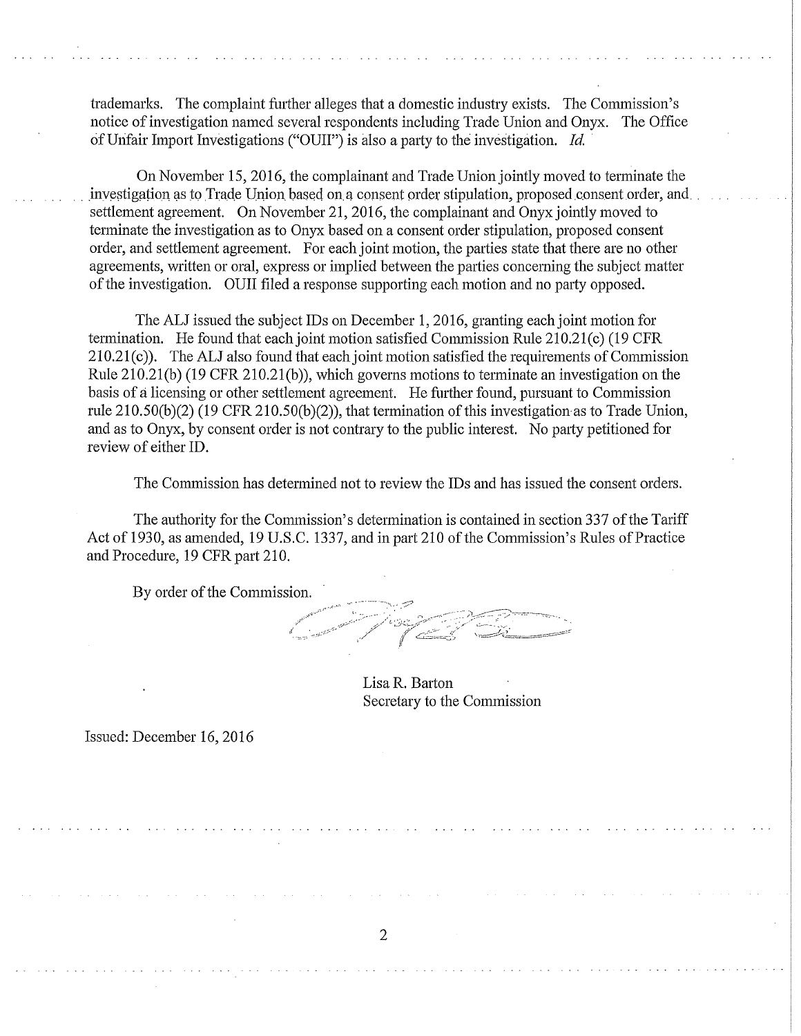trademarks. The complaint further alleges that a domestic industry exists. The Commission's notice of investigation named several respondents including Trade Union and Onyx. The Office of Unfair Import Investigations ("OUII") is also a party to the investigation. *Id.*

On November 15, 2016, the complainant and Trade Union jointly moved to terminate the investigation as to Trade Union based on a consent order stipulation, proposed consent order, and settlement agreement. On November 21, 2016, the complainant and Onyx jointly moved to terminate the investigation as to Onyx based on a consent order stipulation, proposed consent order, and settlement agreement. For each joint motion, the parties state that there are no other agreements, written or oral, express or implied between the parties concerning the subject matter of the investigation. OUII filed a response supporting each motion and no party opposed.

The ALJ issued the subject IDs on December 1, 2016, granting each joint motion for termination. He found that each joint motion satisfied Commission Rule 210.21(c) (19 CFR 210.21(c)). The ALJ also found that each joint motion satisfied the requirements of Commission Rule 210.21(b) (19 CFR 210.21(b)), which governs motions to terminate an investigation on the basis of a licensing or other settlement agreement. He further found, pursuant to Commission rule 210.50(b)(2) (19 CFR 210.50(b)(2)), that termination of this investigation as to Trade Union, and as to Onyx, by consent order is not contrary to the public interest. No party petitioned for review of either ID.

The Commission has determined not to review the IDs and has issued the consent orders.

The authority for the Commission's determination is contained in section 337 of the Tariff Act of 1930, as amended, 19 U.S.C. 1337, and in part 210 of the Commission's Rules of Practice and Procedure, 19 CFR part 210.

By order of the Commission.

Lisa R. Barton
Secretary to the Commission

Issued: December 16, 2016